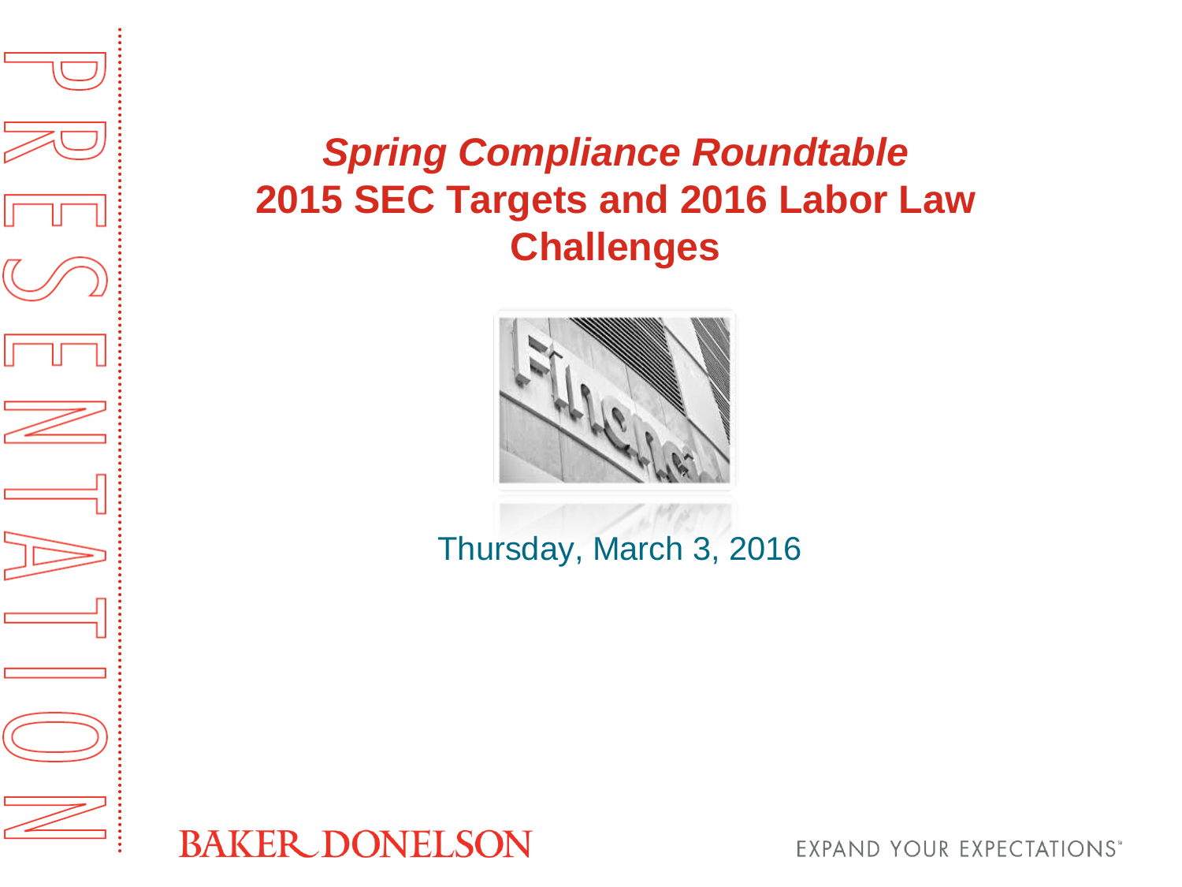# *Spring Compliance Roundtable*

# 2015 SEC Targets and 2016 Labor Law Challenges

Thursday, March 3, 2016

BAKER DONELSON

EXPAND YOUR EXPECTATIONS℠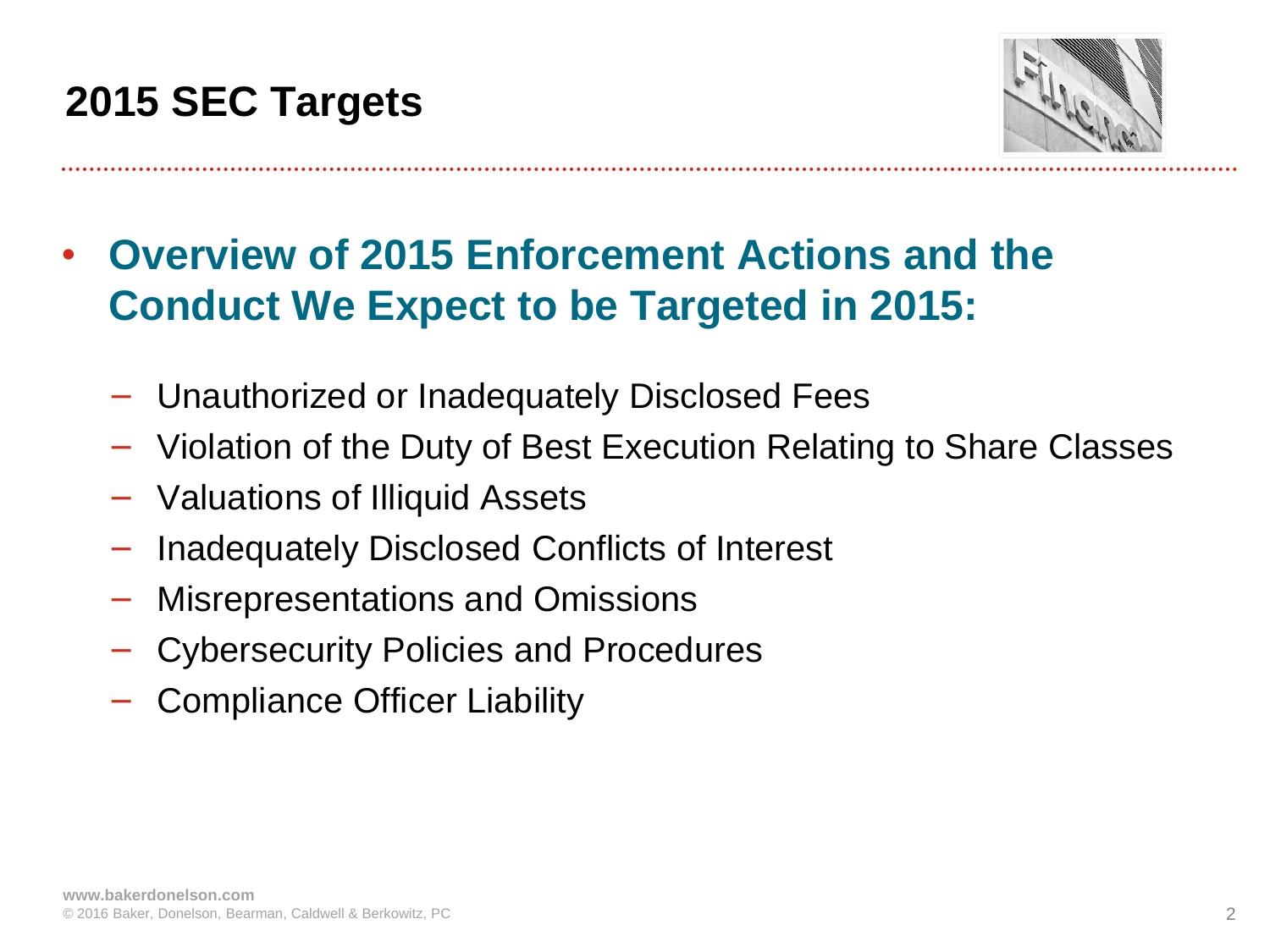## 2015 SEC Targets

- **Overview of 2015 Enforcement Actions and the Conduct We Expect to be Targeted in 2015:**
  - Unauthorized or Inadequately Disclosed Fees
  - Violation of the Duty of Best Execution Relating to Share Classes
  - Valuations of Illiquid Assets
  - Inadequately Disclosed Conflicts of Interest
  - Misrepresentations and Omissions
  - Cybersecurity Policies and Procedures
  - Compliance Officer Liability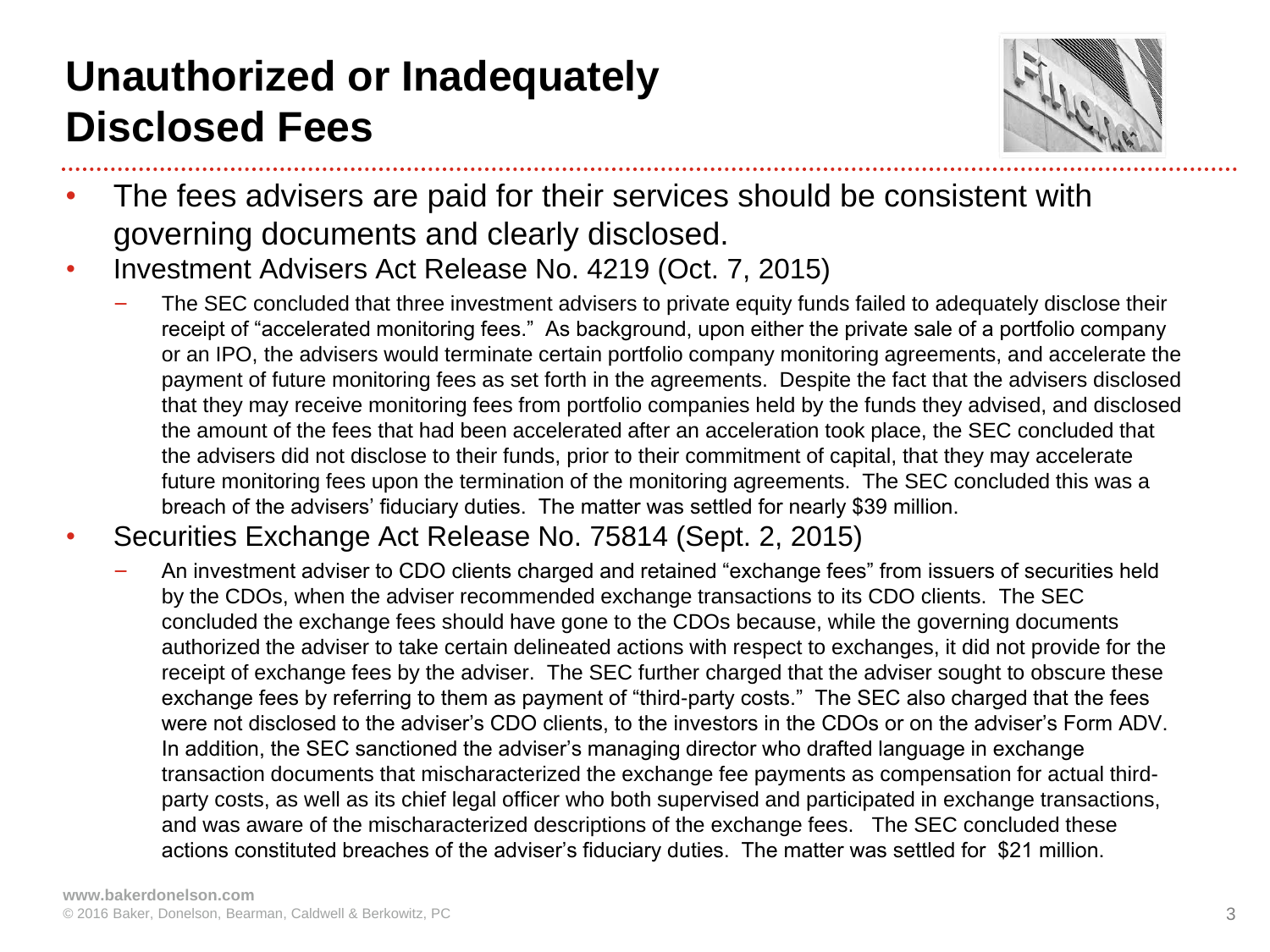# Unauthorized or Inadequately Disclosed Fees

- The fees advisers are paid for their services should be consistent with governing documents and clearly disclosed.
- Investment Advisers Act Release No. 4219 (Oct. 7, 2015)
  - The SEC concluded that three investment advisers to private equity funds failed to adequately disclose their receipt of "accelerated monitoring fees." As background, upon either the private sale of a portfolio company or an IPO, the advisers would terminate certain portfolio company monitoring agreements, and accelerate the payment of future monitoring fees as set forth in the agreements. Despite the fact that the advisers disclosed that they may receive monitoring fees from portfolio companies held by the funds they advised, and disclosed the amount of the fees that had been accelerated after an acceleration took place, the SEC concluded that the advisers did not disclose to their funds, prior to their commitment of capital, that they may accelerate future monitoring fees upon the termination of the monitoring agreements. The SEC concluded this was a breach of the advisers' fiduciary duties. The matter was settled for nearly $39 million.
- Securities Exchange Act Release No. 75814 (Sept. 2, 2015)
  - An investment adviser to CDO clients charged and retained "exchange fees" from issuers of securities held by the CDOs, when the adviser recommended exchange transactions to its CDO clients. The SEC concluded the exchange fees should have gone to the CDOs because, while the governing documents authorized the adviser to take certain delineated actions with respect to exchanges, it did not provide for the receipt of exchange fees by the adviser. The SEC further charged that the adviser sought to obscure these exchange fees by referring to them as payment of "third-party costs." The SEC also charged that the fees were not disclosed to the adviser's CDO clients, to the investors in the CDOs or on the adviser's Form ADV. In addition, the SEC sanctioned the adviser's managing director who drafted language in exchange transaction documents that mischaracterized the exchange fee payments as compensation for actual third-party costs, as well as its chief legal officer who both supervised and participated in exchange transactions, and was aware of the mischaracterized descriptions of the exchange fees. The SEC concluded these actions constituted breaches of the adviser's fiduciary duties. The matter was settled for $21 million.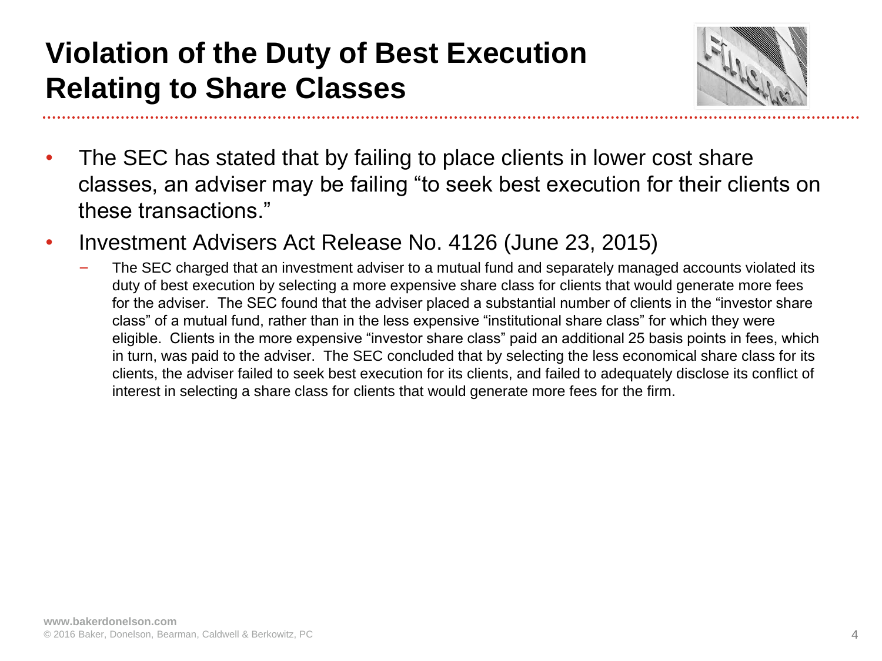# Violation of the Duty of Best Execution Relating to Share Classes

- The SEC has stated that by failing to place clients in lower cost share classes, an adviser may be failing "to seek best execution for their clients on these transactions."
- Investment Advisers Act Release No. 4126 (June 23, 2015)
  - The SEC charged that an investment adviser to a mutual fund and separately managed accounts violated its duty of best execution by selecting a more expensive share class for clients that would generate more fees for the adviser. The SEC found that the adviser placed a substantial number of clients in the "investor share class" of a mutual fund, rather than in the less expensive "institutional share class" for which they were eligible. Clients in the more expensive "investor share class" paid an additional 25 basis points in fees, which in turn, was paid to the adviser. The SEC concluded that by selecting the less economical share class for its clients, the adviser failed to seek best execution for its clients, and failed to adequately disclose its conflict of interest in selecting a share class for clients that would generate more fees for the firm.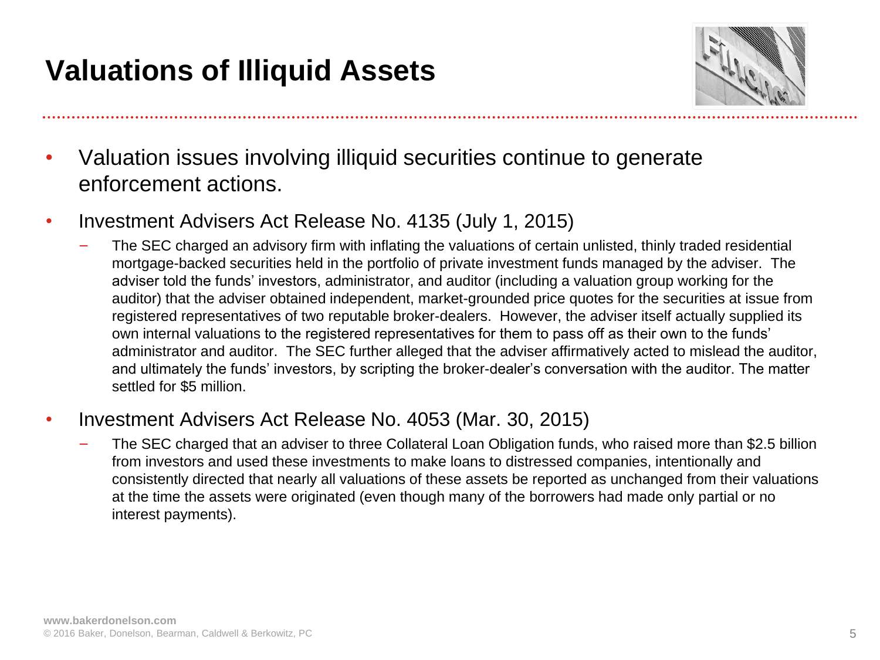# Valuations of Illiquid Assets

- Valuation issues involving illiquid securities continue to generate enforcement actions.
- Investment Advisers Act Release No. 4135 (July 1, 2015)
  - The SEC charged an advisory firm with inflating the valuations of certain unlisted, thinly traded residential mortgage-backed securities held in the portfolio of private investment funds managed by the adviser. The adviser told the funds' investors, administrator, and auditor (including a valuation group working for the auditor) that the adviser obtained independent, market-grounded price quotes for the securities at issue from registered representatives of two reputable broker-dealers. However, the adviser itself actually supplied its own internal valuations to the registered representatives for them to pass off as their own to the funds' administrator and auditor. The SEC further alleged that the adviser affirmatively acted to mislead the auditor, and ultimately the funds' investors, by scripting the broker-dealer's conversation with the auditor. The matter settled for $5 million.
- Investment Advisers Act Release No. 4053 (Mar. 30, 2015)
  - The SEC charged that an adviser to three Collateral Loan Obligation funds, who raised more than $2.5 billion from investors and used these investments to make loans to distressed companies, intentionally and consistently directed that nearly all valuations of these assets be reported as unchanged from their valuations at the time the assets were originated (even though many of the borrowers had made only partial or no interest payments).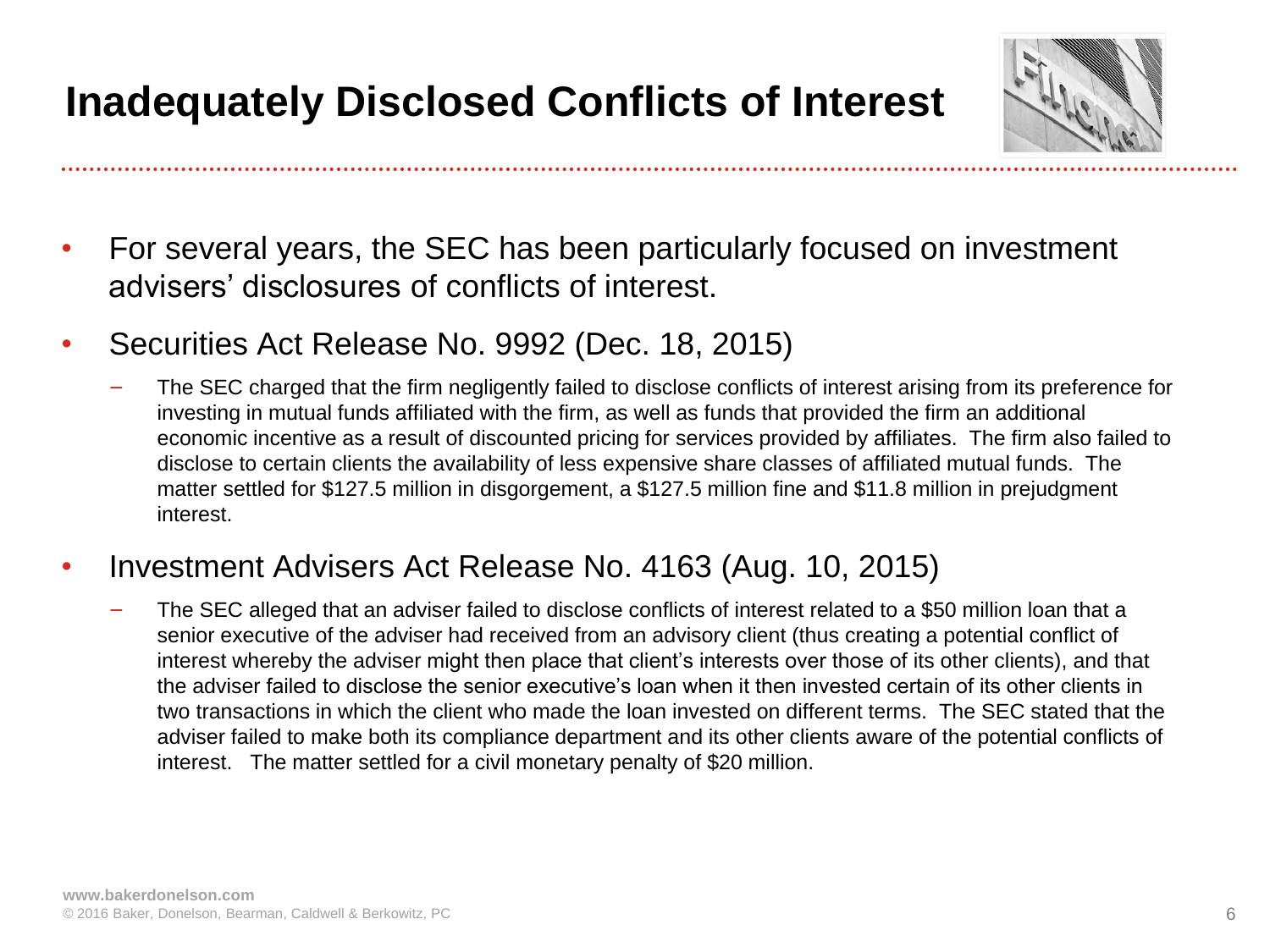# Inadequately Disclosed Conflicts of Interest

- For several years, the SEC has been particularly focused on investment advisers' disclosures of conflicts of interest.
- Securities Act Release No. 9992 (Dec. 18, 2015)
  - The SEC charged that the firm negligently failed to disclose conflicts of interest arising from its preference for investing in mutual funds affiliated with the firm, as well as funds that provided the firm an additional economic incentive as a result of discounted pricing for services provided by affiliates. The firm also failed to disclose to certain clients the availability of less expensive share classes of affiliated mutual funds. The matter settled for $127.5 million in disgorgement, a $127.5 million fine and $11.8 million in prejudgment interest.
- Investment Advisers Act Release No. 4163 (Aug. 10, 2015)
  - The SEC alleged that an adviser failed to disclose conflicts of interest related to a $50 million loan that a senior executive of the adviser had received from an advisory client (thus creating a potential conflict of interest whereby the adviser might then place that client's interests over those of its other clients), and that the adviser failed to disclose the senior executive's loan when it then invested certain of its other clients in two transactions in which the client who made the loan invested on different terms. The SEC stated that the adviser failed to make both its compliance department and its other clients aware of the potential conflicts of interest. The matter settled for a civil monetary penalty of $20 million.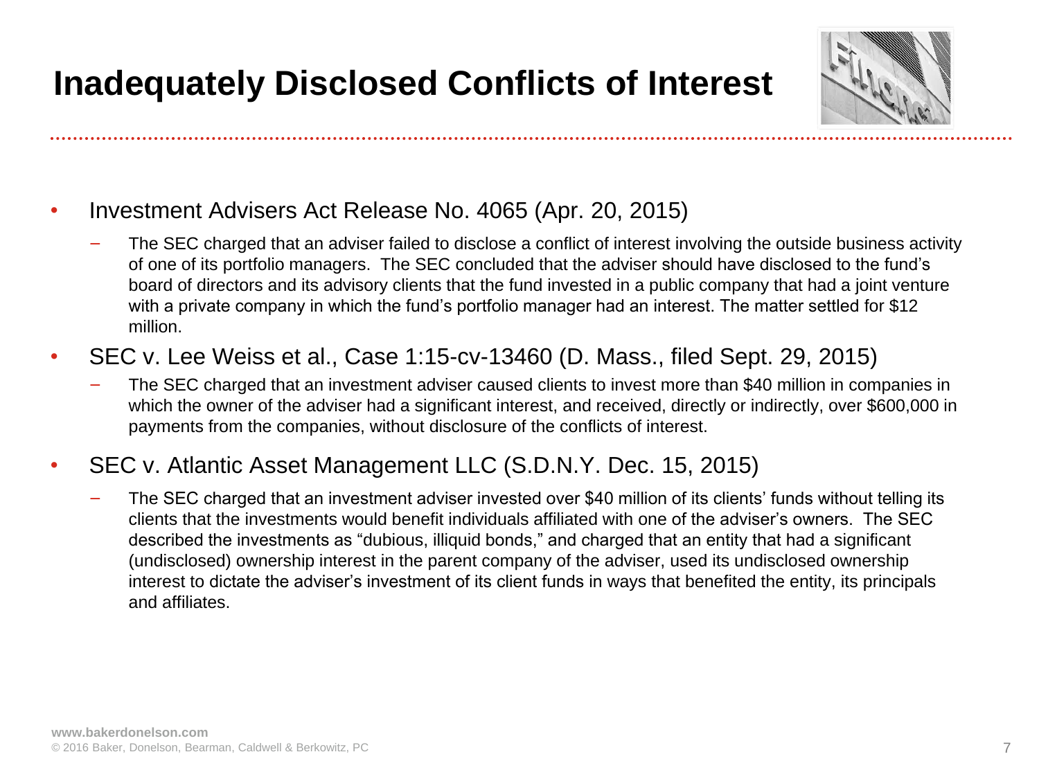# Inadequately Disclosed Conflicts of Interest

- Investment Advisers Act Release No. 4065 (Apr. 20, 2015)
  - The SEC charged that an adviser failed to disclose a conflict of interest involving the outside business activity of one of its portfolio managers. The SEC concluded that the adviser should have disclosed to the fund's board of directors and its advisory clients that the fund invested in a public company that had a joint venture with a private company in which the fund's portfolio manager had an interest. The matter settled for $12 million.
- SEC v. Lee Weiss et al., Case 1:15-cv-13460 (D. Mass., filed Sept. 29, 2015)
  - The SEC charged that an investment adviser caused clients to invest more than $40 million in companies in which the owner of the adviser had a significant interest, and received, directly or indirectly, over $600,000 in payments from the companies, without disclosure of the conflicts of interest.
- SEC v. Atlantic Asset Management LLC (S.D.N.Y. Dec. 15, 2015)
  - The SEC charged that an investment adviser invested over $40 million of its clients' funds without telling its clients that the investments would benefit individuals affiliated with one of the adviser's owners. The SEC described the investments as "dubious, illiquid bonds," and charged that an entity that had a significant (undisclosed) ownership interest in the parent company of the adviser, used its undisclosed ownership interest to dictate the adviser's investment of its client funds in ways that benefited the entity, its principals and affiliates.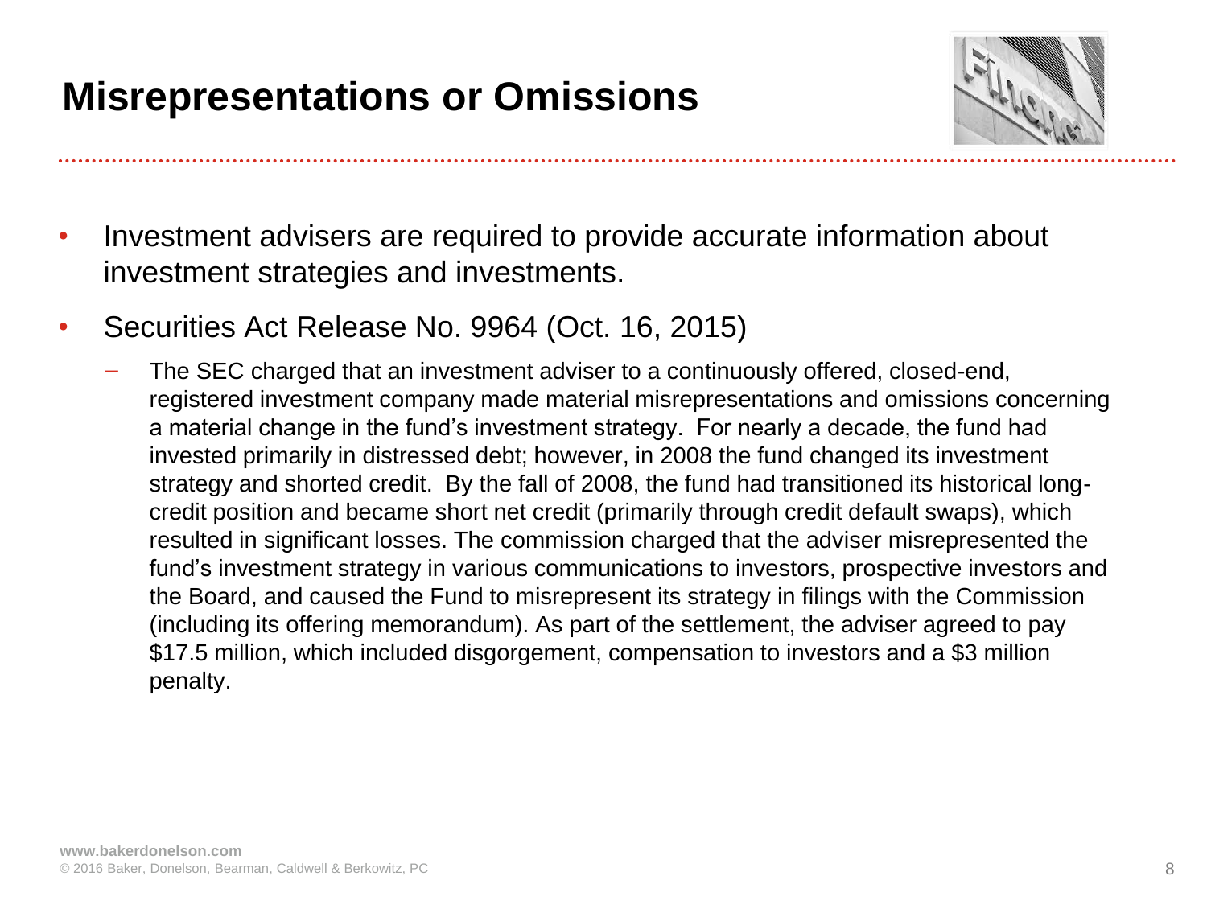# Misrepresentations or Omissions

- Investment advisers are required to provide accurate information about investment strategies and investments.
- Securities Act Release No. 9964 (Oct. 16, 2015)
  - The SEC charged that an investment adviser to a continuously offered, closed-end, registered investment company made material misrepresentations and omissions concerning a material change in the fund's investment strategy. For nearly a decade, the fund had invested primarily in distressed debt; however, in 2008 the fund changed its investment strategy and shorted credit. By the fall of 2008, the fund had transitioned its historical long-credit position and became short net credit (primarily through credit default swaps), which resulted in significant losses. The commission charged that the adviser misrepresented the fund's investment strategy in various communications to investors, prospective investors and the Board, and caused the Fund to misrepresent its strategy in filings with the Commission (including its offering memorandum). As part of the settlement, the adviser agreed to pay $17.5 million, which included disgorgement, compensation to investors and a $3 million penalty.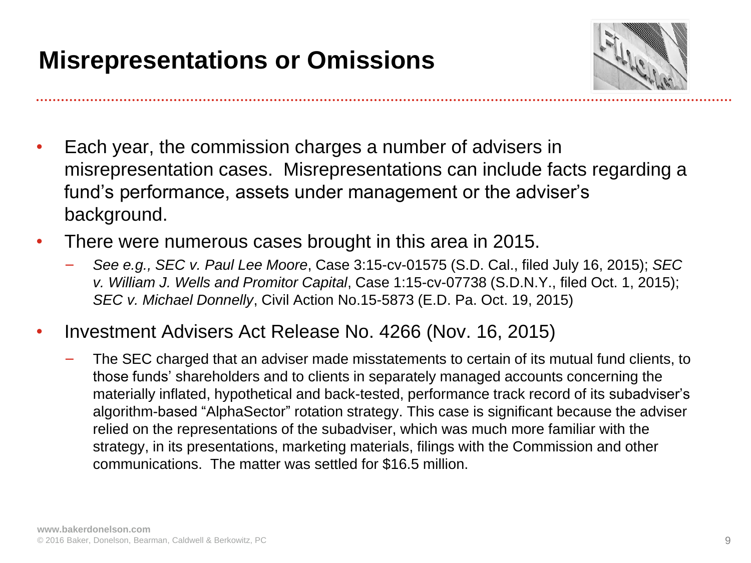# Misrepresentations or Omissions

- Each year, the commission charges a number of advisers in misrepresentation cases. Misrepresentations can include facts regarding a fund's performance, assets under management or the adviser's background.
- There were numerous cases brought in this area in 2015.
  - *See e.g., SEC v. Paul Lee Moore*, Case 3:15-cv-01575 (S.D. Cal., filed July 16, 2015); *SEC v. William J. Wells and Promitor Capital*, Case 1:15-cv-07738 (S.D.N.Y., filed Oct. 1, 2015); *SEC v. Michael Donnelly*, Civil Action No.15-5873 (E.D. Pa. Oct. 19, 2015)
- Investment Advisers Act Release No. 4266 (Nov. 16, 2015)
  - The SEC charged that an adviser made misstatements to certain of its mutual fund clients, to those funds' shareholders and to clients in separately managed accounts concerning the materially inflated, hypothetical and back-tested, performance track record of its subadviser's algorithm-based "AlphaSector" rotation strategy. This case is significant because the adviser relied on the representations of the subadviser, which was much more familiar with the strategy, in its presentations, marketing materials, filings with the Commission and other communications. The matter was settled for $16.5 million.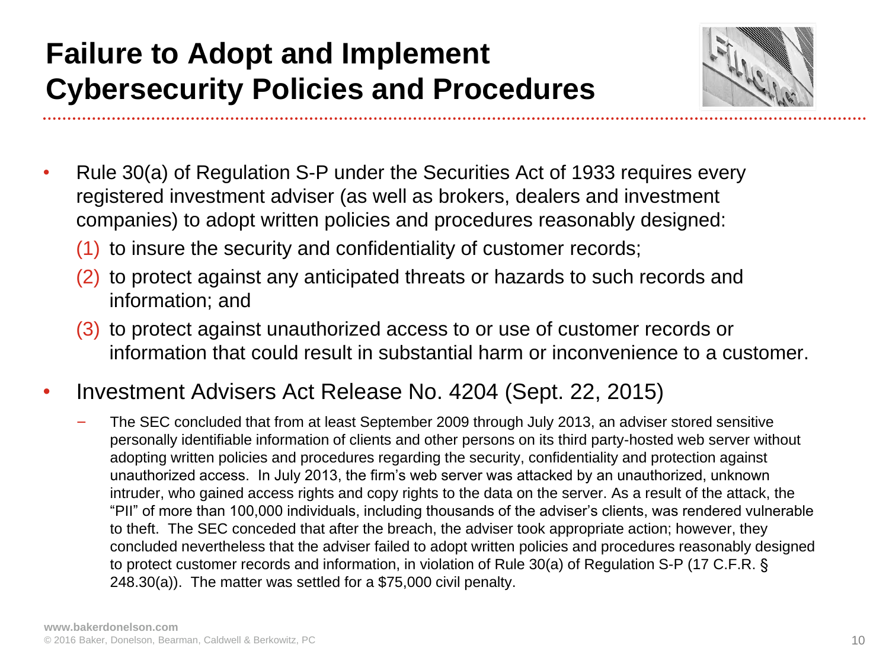# Failure to Adopt and Implement Cybersecurity Policies and Procedures

- Rule 30(a) of Regulation S-P under the Securities Act of 1933 requires every registered investment adviser (as well as brokers, dealers and investment companies) to adopt written policies and procedures reasonably designed:
  - (1) to insure the security and confidentiality of customer records;
  - (2) to protect against any anticipated threats or hazards to such records and information; and
  - (3) to protect against unauthorized access to or use of customer records or information that could result in substantial harm or inconvenience to a customer.
- Investment Advisers Act Release No. 4204 (Sept. 22, 2015)
  - The SEC concluded that from at least September 2009 through July 2013, an adviser stored sensitive personally identifiable information of clients and other persons on its third party-hosted web server without adopting written policies and procedures regarding the security, confidentiality and protection against unauthorized access. In July 2013, the firm's web server was attacked by an unauthorized, unknown intruder, who gained access rights and copy rights to the data on the server. As a result of the attack, the "PII" of more than 100,000 individuals, including thousands of the adviser's clients, was rendered vulnerable to theft. The SEC conceded that after the breach, the adviser took appropriate action; however, they concluded nevertheless that the adviser failed to adopt written policies and procedures reasonably designed to protect customer records and information, in violation of Rule 30(a) of Regulation S-P (17 C.F.R. § 248.30(a)). The matter was settled for a $75,000 civil penalty.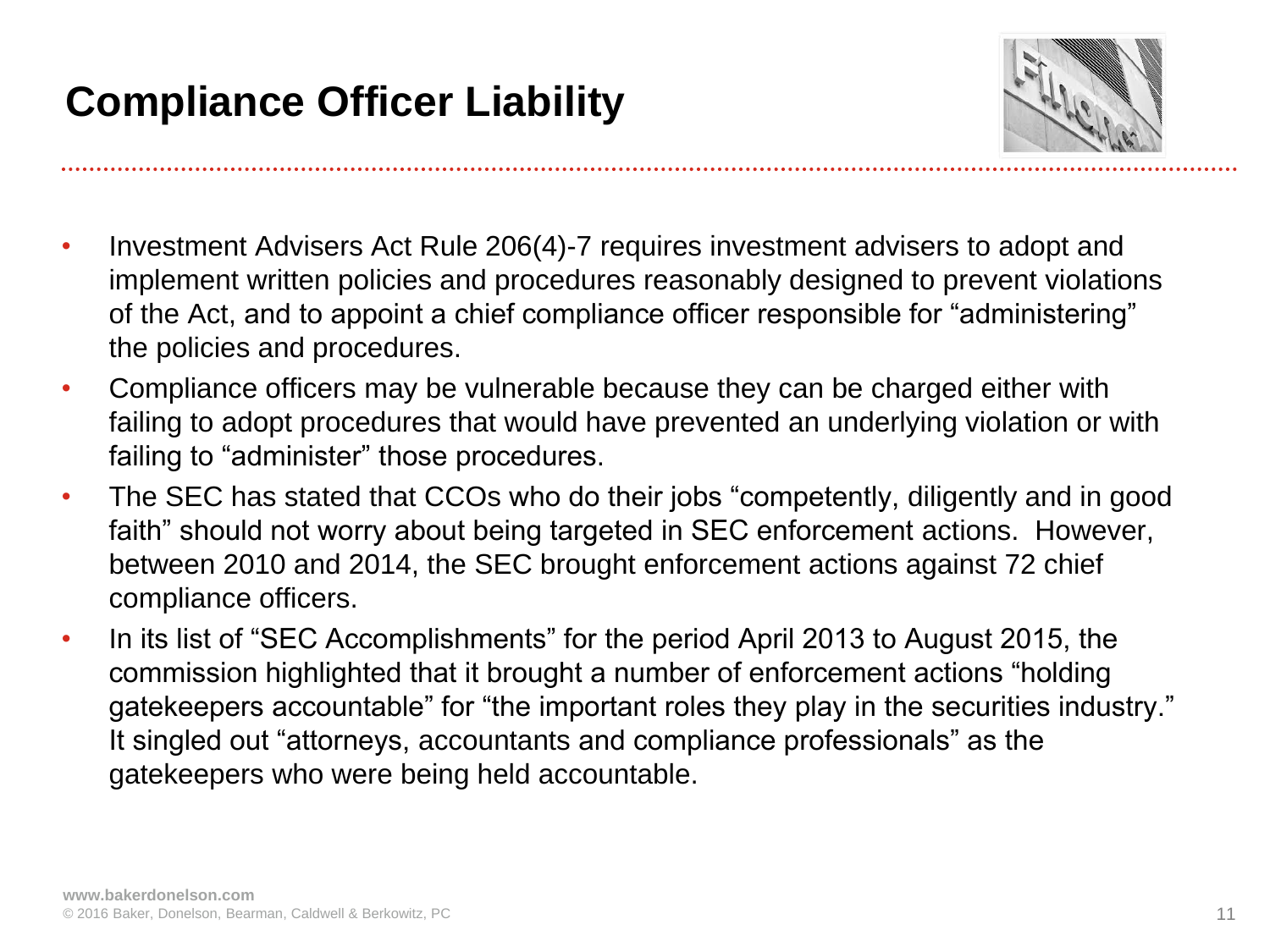# Compliance Officer Liability

- Investment Advisers Act Rule 206(4)-7 requires investment advisers to adopt and implement written policies and procedures reasonably designed to prevent violations of the Act, and to appoint a chief compliance officer responsible for "administering" the policies and procedures.
- Compliance officers may be vulnerable because they can be charged either with failing to adopt procedures that would have prevented an underlying violation or with failing to "administer" those procedures.
- The SEC has stated that CCOs who do their jobs "competently, diligently and in good faith" should not worry about being targeted in SEC enforcement actions. However, between 2010 and 2014, the SEC brought enforcement actions against 72 chief compliance officers.
- In its list of "SEC Accomplishments" for the period April 2013 to August 2015, the commission highlighted that it brought a number of enforcement actions "holding gatekeepers accountable" for "the important roles they play in the securities industry." It singled out "attorneys, accountants and compliance professionals" as the gatekeepers who were being held accountable.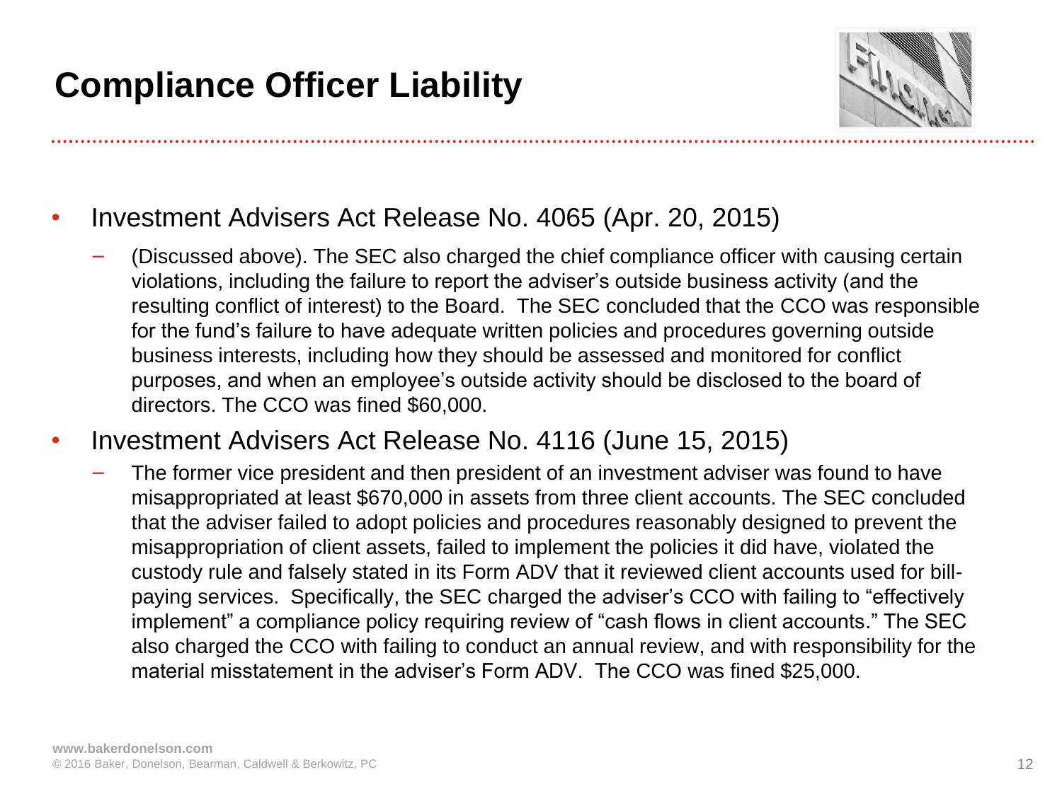# Compliance Officer Liability

- Investment Advisers Act Release No. 4065 (Apr. 20, 2015)
  - (Discussed above). The SEC also charged the chief compliance officer with causing certain violations, including the failure to report the adviser's outside business activity (and the resulting conflict of interest) to the Board. The SEC concluded that the CCO was responsible for the fund's failure to have adequate written policies and procedures governing outside business interests, including how they should be assessed and monitored for conflict purposes, and when an employee's outside activity should be disclosed to the board of directors. The CCO was fined $60,000.
- Investment Advisers Act Release No. 4116 (June 15, 2015)
  - The former vice president and then president of an investment adviser was found to have misappropriated at least $670,000 in assets from three client accounts. The SEC concluded that the adviser failed to adopt policies and procedures reasonably designed to prevent the misappropriation of client assets, failed to implement the policies it did have, violated the custody rule and falsely stated in its Form ADV that it reviewed client accounts used for bill-paying services. Specifically, the SEC charged the adviser's CCO with failing to "effectively implement" a compliance policy requiring review of "cash flows in client accounts." The SEC also charged the CCO with failing to conduct an annual review, and with responsibility for the material misstatement in the adviser's Form ADV. The CCO was fined $25,000.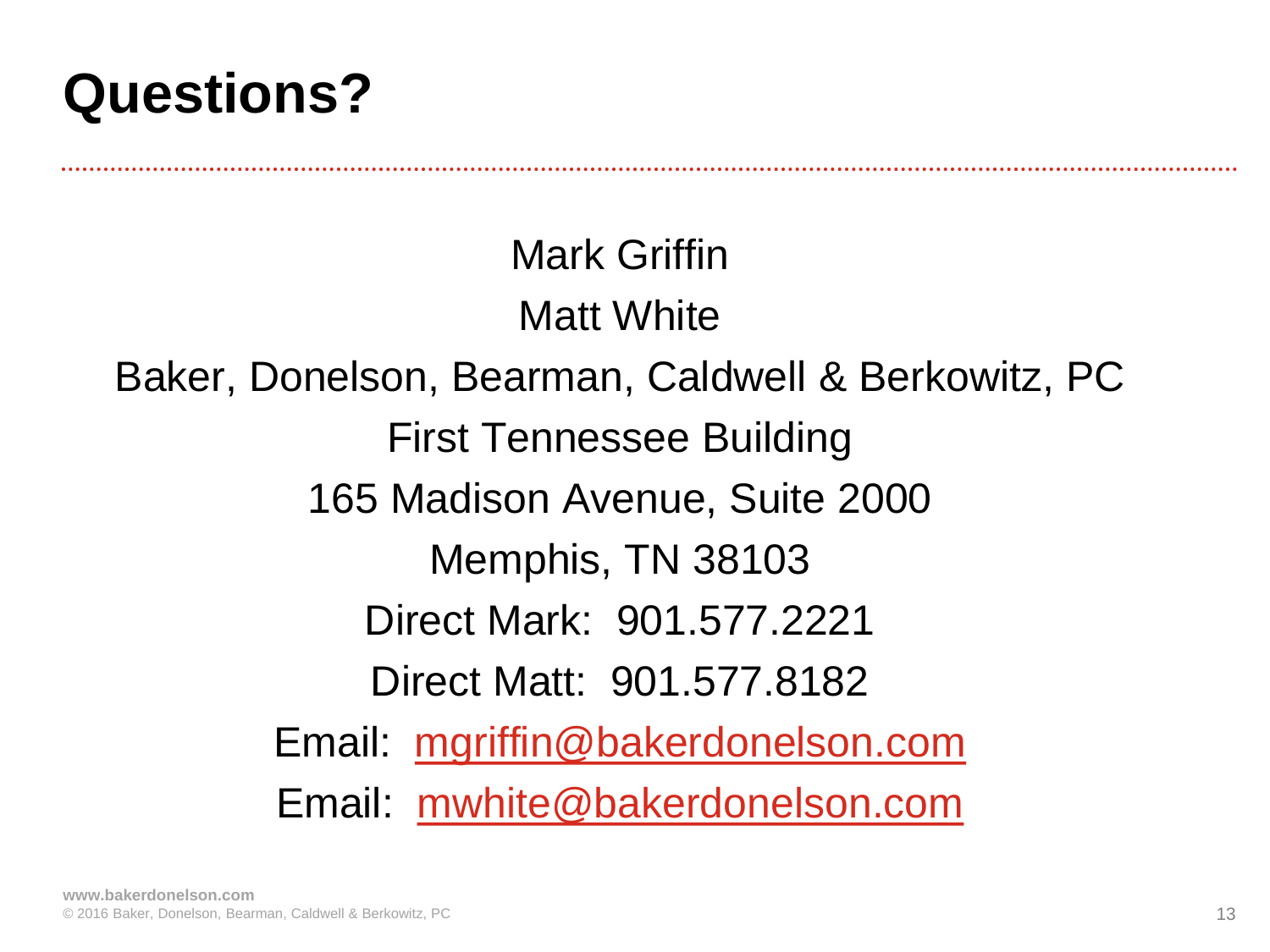# Questions?

Mark Griffin

Matt White

Baker, Donelson, Bearman, Caldwell & Berkowitz, PC

First Tennessee Building

165 Madison Avenue, Suite 2000

Memphis, TN 38103

Direct Mark: 901.577.2221

Direct Matt: 901.577.8182

Email: mgriffin@bakerdonelson.com

Email: mwhite@bakerdonelson.com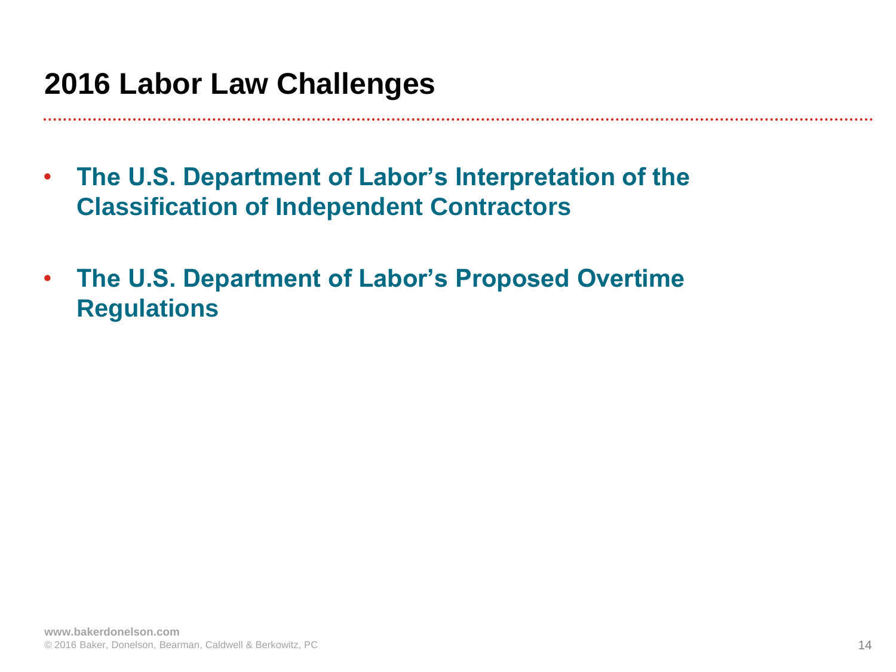# 2016 Labor Law Challenges

- **The U.S. Department of Labor’s Interpretation of the Classification of Independent Contractors**

- **The U.S. Department of Labor’s Proposed Overtime Regulations**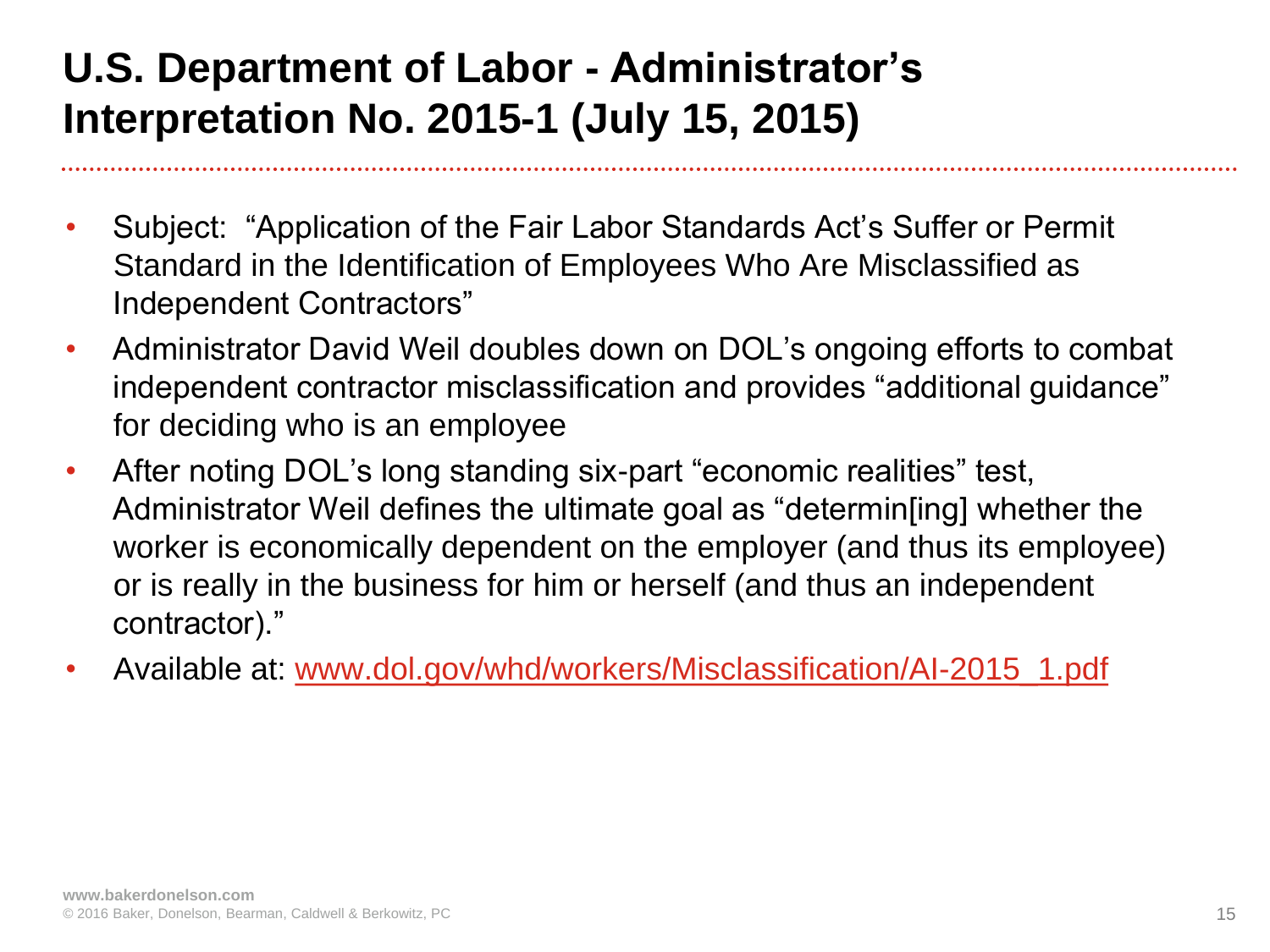# U.S. Department of Labor - Administrator's Interpretation No. 2015-1 (July 15, 2015)

- Subject: "Application of the Fair Labor Standards Act's Suffer or Permit Standard in the Identification of Employees Who Are Misclassified as Independent Contractors"
- Administrator David Weil doubles down on DOL's ongoing efforts to combat independent contractor misclassification and provides "additional guidance" for deciding who is an employee
- After noting DOL's long standing six-part "economic realities" test, Administrator Weil defines the ultimate goal as "determin[ing] whether the worker is economically dependent on the employer (and thus its employee) or is really in the business for him or herself (and thus an independent contractor)."
- Available at: www.dol.gov/whd/workers/Misclassification/AI-2015_1.pdf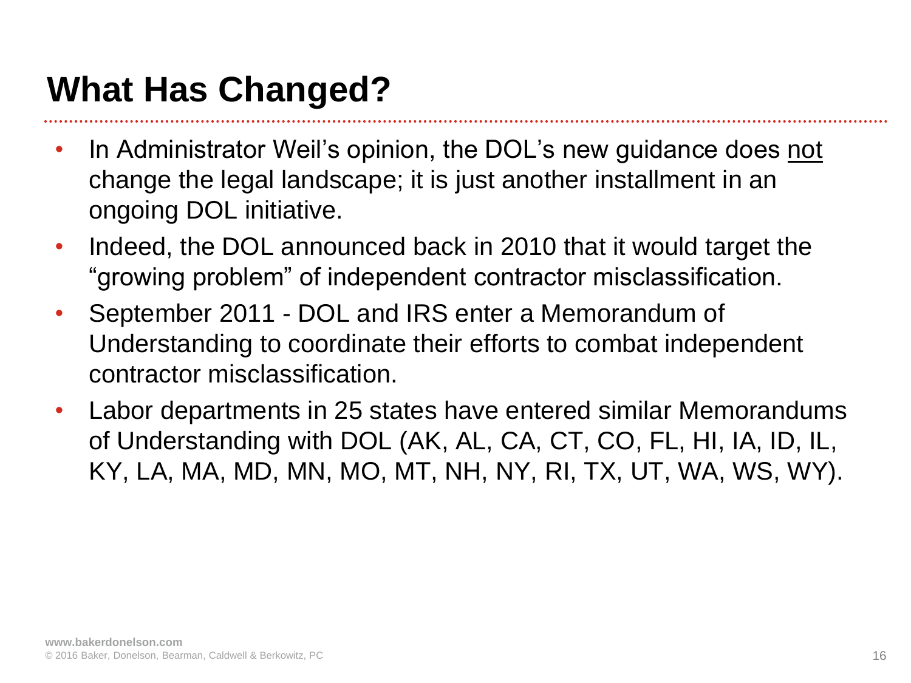# What Has Changed?

- In Administrator Weil's opinion, the DOL's new guidance does not change the legal landscape; it is just another installment in an ongoing DOL initiative.
- Indeed, the DOL announced back in 2010 that it would target the "growing problem" of independent contractor misclassification.
- September 2011 - DOL and IRS enter a Memorandum of Understanding to coordinate their efforts to combat independent contractor misclassification.
- Labor departments in 25 states have entered similar Memorandums of Understanding with DOL (AK, AL, CA, CT, CO, FL, HI, IA, ID, IL, KY, LA, MA, MD, MN, MO, MT, NH, NY, RI, TX, UT, WA, WS, WY).

www.bakerdonelson.com
© 2016 Baker, Donelson, Bearman, Caldwell & Berkowitz, PC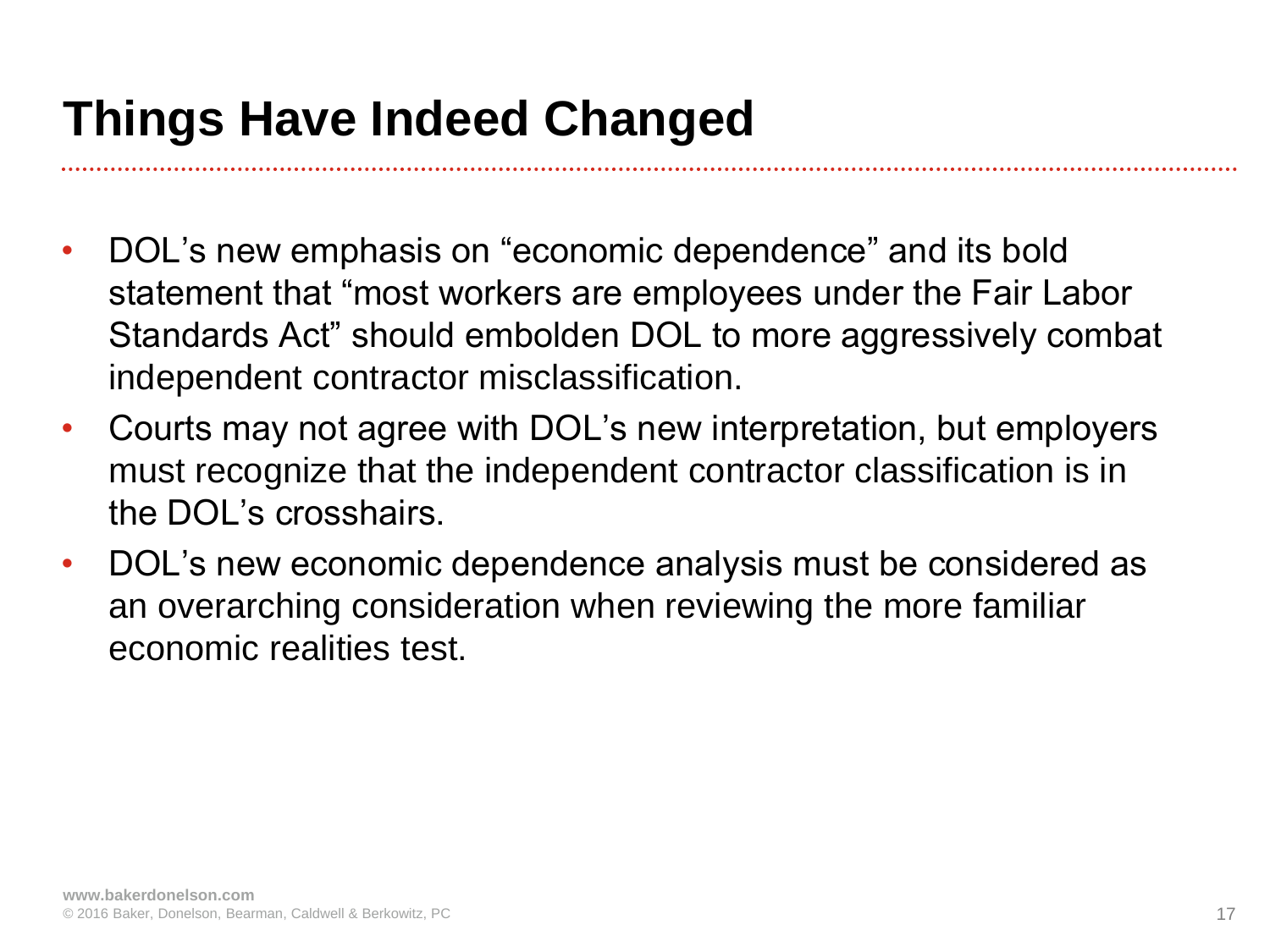# Things Have Indeed Changed

- DOL's new emphasis on "economic dependence" and its bold statement that "most workers are employees under the Fair Labor Standards Act" should embolden DOL to more aggressively combat independent contractor misclassification.
- Courts may not agree with DOL's new interpretation, but employers must recognize that the independent contractor classification is in the DOL's crosshairs.
- DOL's new economic dependence analysis must be considered as an overarching consideration when reviewing the more familiar economic realities test.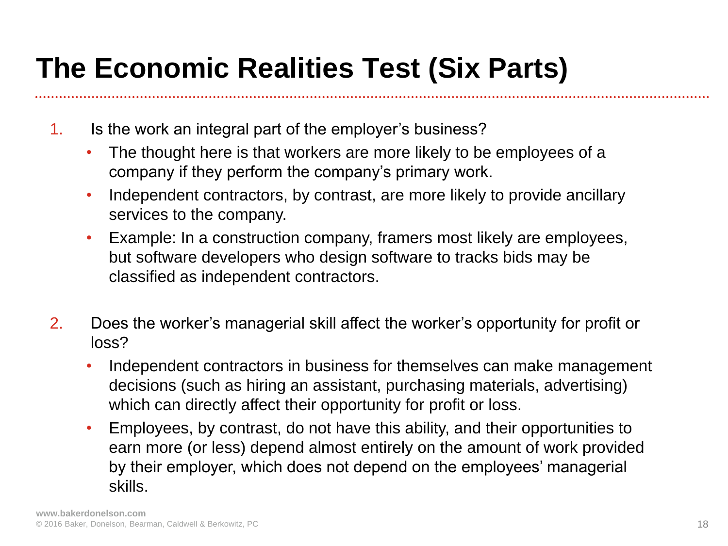# The Economic Realities Test (Six Parts)

1. Is the work an integral part of the employer's business?
   - The thought here is that workers are more likely to be employees of a company if they perform the company's primary work.
   - Independent contractors, by contrast, are more likely to provide ancillary services to the company.
   - Example: In a construction company, framers most likely are employees, but software developers who design software to tracks bids may be classified as independent contractors.

2. Does the worker's managerial skill affect the worker's opportunity for profit or loss?
   - Independent contractors in business for themselves can make management decisions (such as hiring an assistant, purchasing materials, advertising) which can directly affect their opportunity for profit or loss.
   - Employees, by contrast, do not have this ability, and their opportunities to earn more (or less) depend almost entirely on the amount of work provided by their employer, which does not depend on the employees' managerial skills.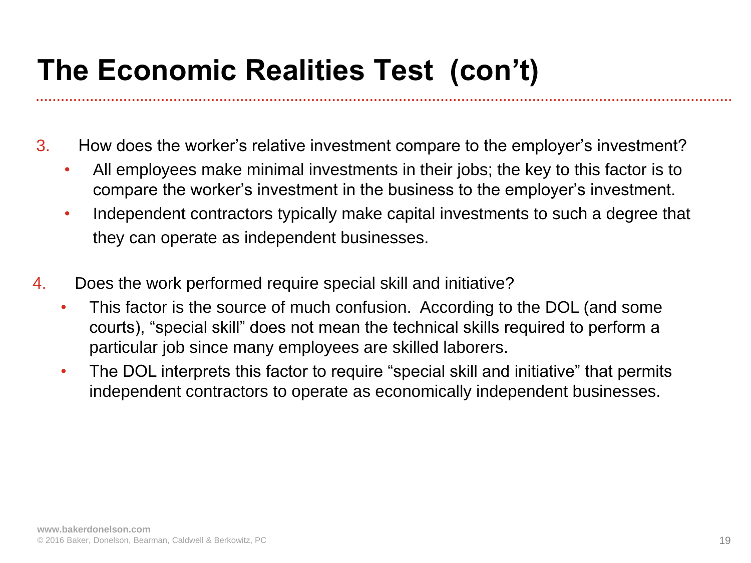# The Economic Realities Test (con't)

3. How does the worker's relative investment compare to the employer's investment?
   - All employees make minimal investments in their jobs; the key to this factor is to compare the worker's investment in the business to the employer's investment.
   - Independent contractors typically make capital investments to such a degree that they can operate as independent businesses.

4. Does the work performed require special skill and initiative?
   - This factor is the source of much confusion. According to the DOL (and some courts), "special skill" does not mean the technical skills required to perform a particular job since many employees are skilled laborers.
   - The DOL interprets this factor to require "special skill and initiative" that permits independent contractors to operate as economically independent businesses.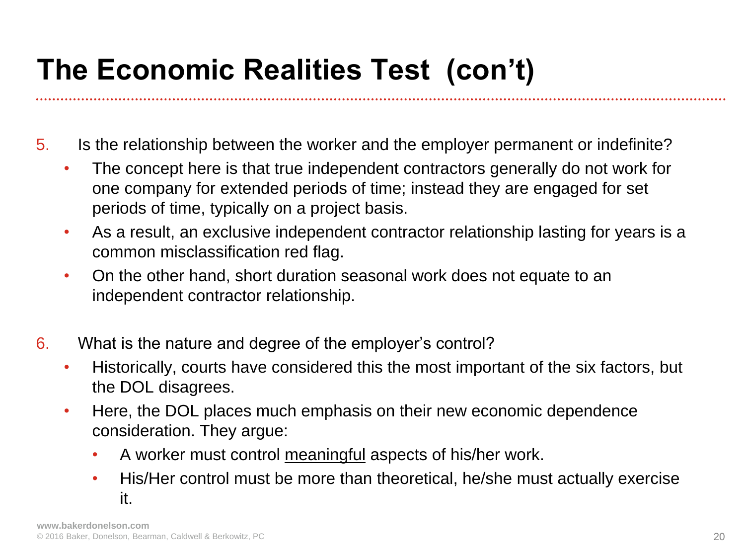# The Economic Realities Test (con't)

5. Is the relationship between the worker and the employer permanent or indefinite?
   - The concept here is that true independent contractors generally do not work for one company for extended periods of time; instead they are engaged for set periods of time, typically on a project basis.
   - As a result, an exclusive independent contractor relationship lasting for years is a common misclassification red flag.
   - On the other hand, short duration seasonal work does not equate to an independent contractor relationship.

6. What is the nature and degree of the employer's control?
   - Historically, courts have considered this the most important of the six factors, but the DOL disagrees.
   - Here, the DOL places much emphasis on their new economic dependence consideration. They argue:
     - A worker must control <u>meaningful</u> aspects of his/her work.
     - His/Her control must be more than theoretical, he/she must actually exercise it.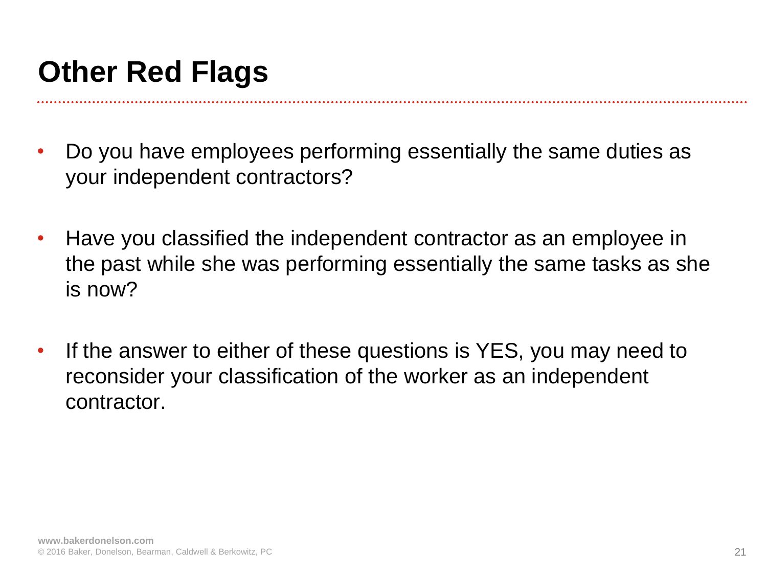# Other Red Flags

- Do you have employees performing essentially the same duties as your independent contractors?

- Have you classified the independent contractor as an employee in the past while she was performing essentially the same tasks as she is now?

- If the answer to either of these questions is YES, you may need to reconsider your classification of the worker as an independent contractor.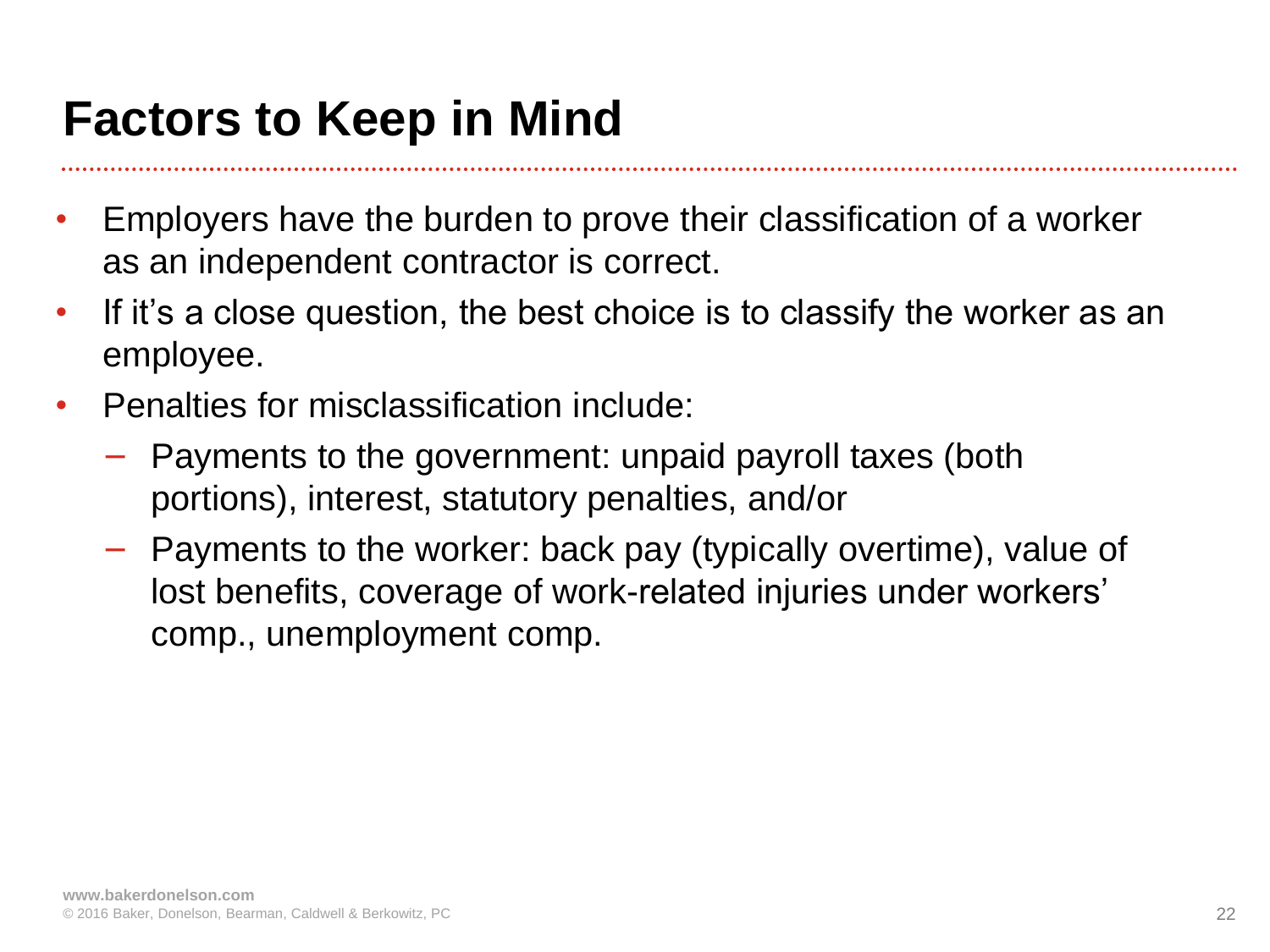# Factors to Keep in Mind

- Employers have the burden to prove their classification of a worker as an independent contractor is correct.
- If it's a close question, the best choice is to classify the worker as an employee.
- Penalties for misclassification include:
  - Payments to the government: unpaid payroll taxes (both portions), interest, statutory penalties, and/or
  - Payments to the worker: back pay (typically overtime), value of lost benefits, coverage of work-related injuries under workers' comp., unemployment comp.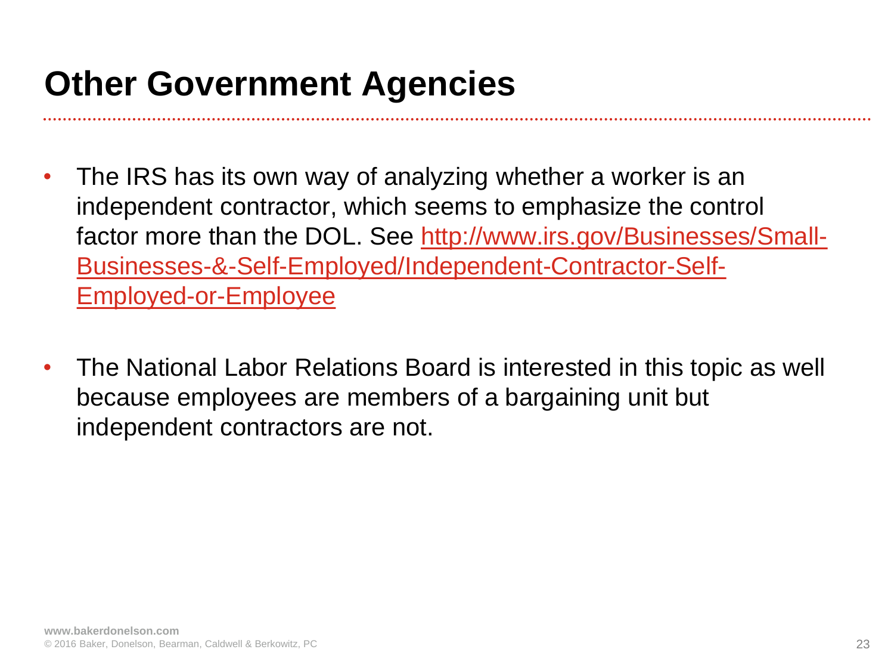# Other Government Agencies

- The IRS has its own way of analyzing whether a worker is an independent contractor, which seems to emphasize the control factor more than the DOL. See [http://www.irs.gov/Businesses/Small-Businesses-&-Self-Employed/Independent-Contractor-Self-Employed-or-Employee](http://www.irs.gov/Businesses/Small-Businesses-&-Self-Employed/Independent-Contractor-Self-Employed-or-Employee)

- The National Labor Relations Board is interested in this topic as well because employees are members of a bargaining unit but independent contractors are not.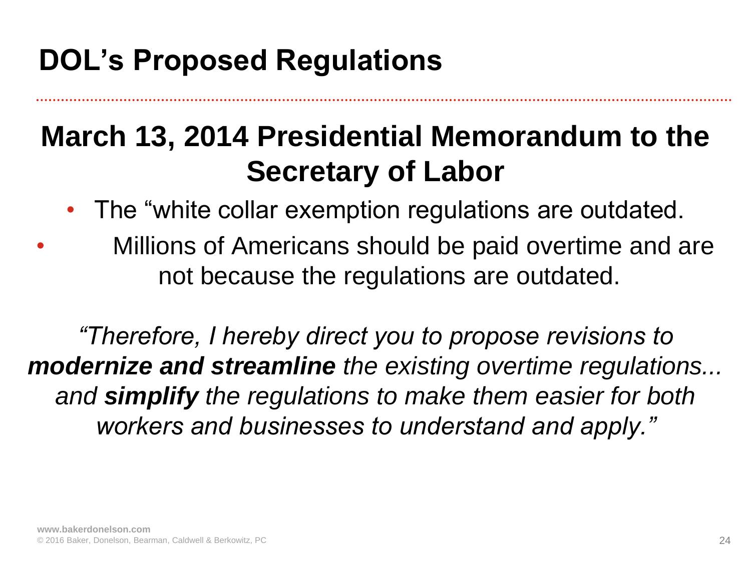# DOL's Proposed Regulations

## March 13, 2014 Presidential Memorandum to the Secretary of Labor

- The "white collar exemption regulations are outdated.
- Millions of Americans should be paid overtime and are not because the regulations are outdated.

*"Therefore, I hereby direct you to propose revisions to* ***modernize and streamline*** *the existing overtime regulations... and* ***simplify*** *the regulations to make them easier for both workers and businesses to understand and apply."*

**www.bakerdonelson.com**
© 2016 Baker, Donelson, Bearman, Caldwell & Berkowitz, PC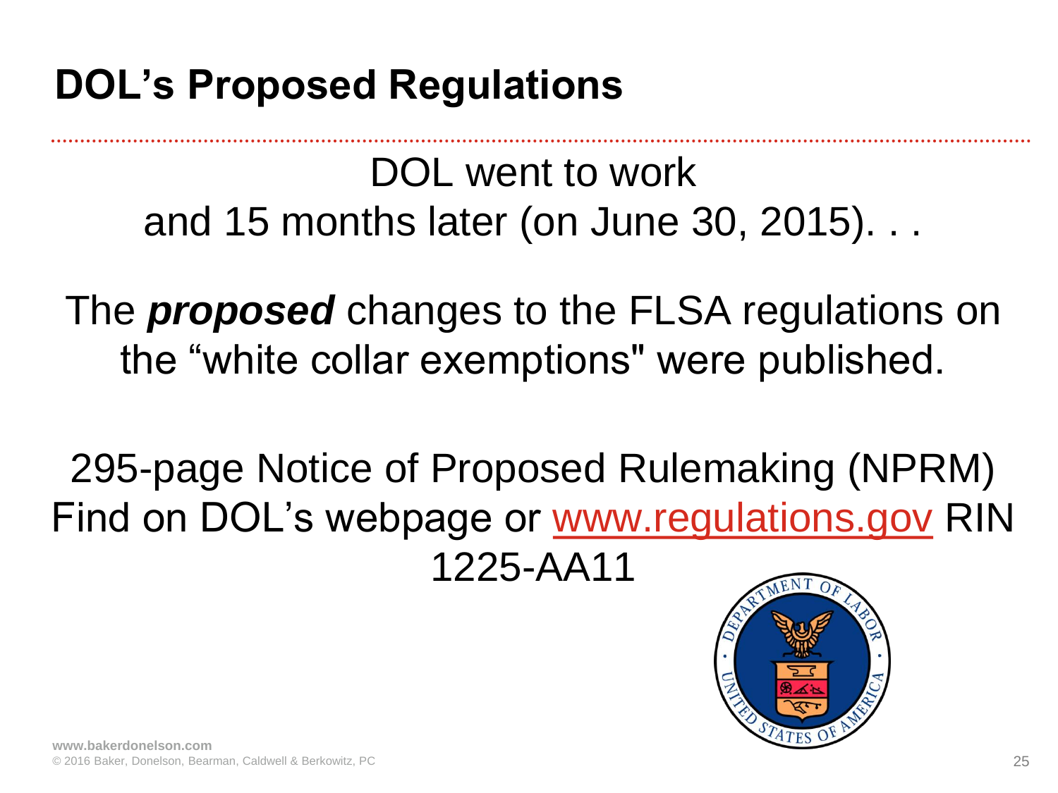# DOL's Proposed Regulations

DOL went to work
and 15 months later (on June 30, 2015). . .

The ***proposed*** changes to the FLSA regulations on the "white collar exemptions" were published.

295-page Notice of Proposed Rulemaking (NPRM)
Find on DOL's webpage or www.regulations.gov RIN 1225-AA11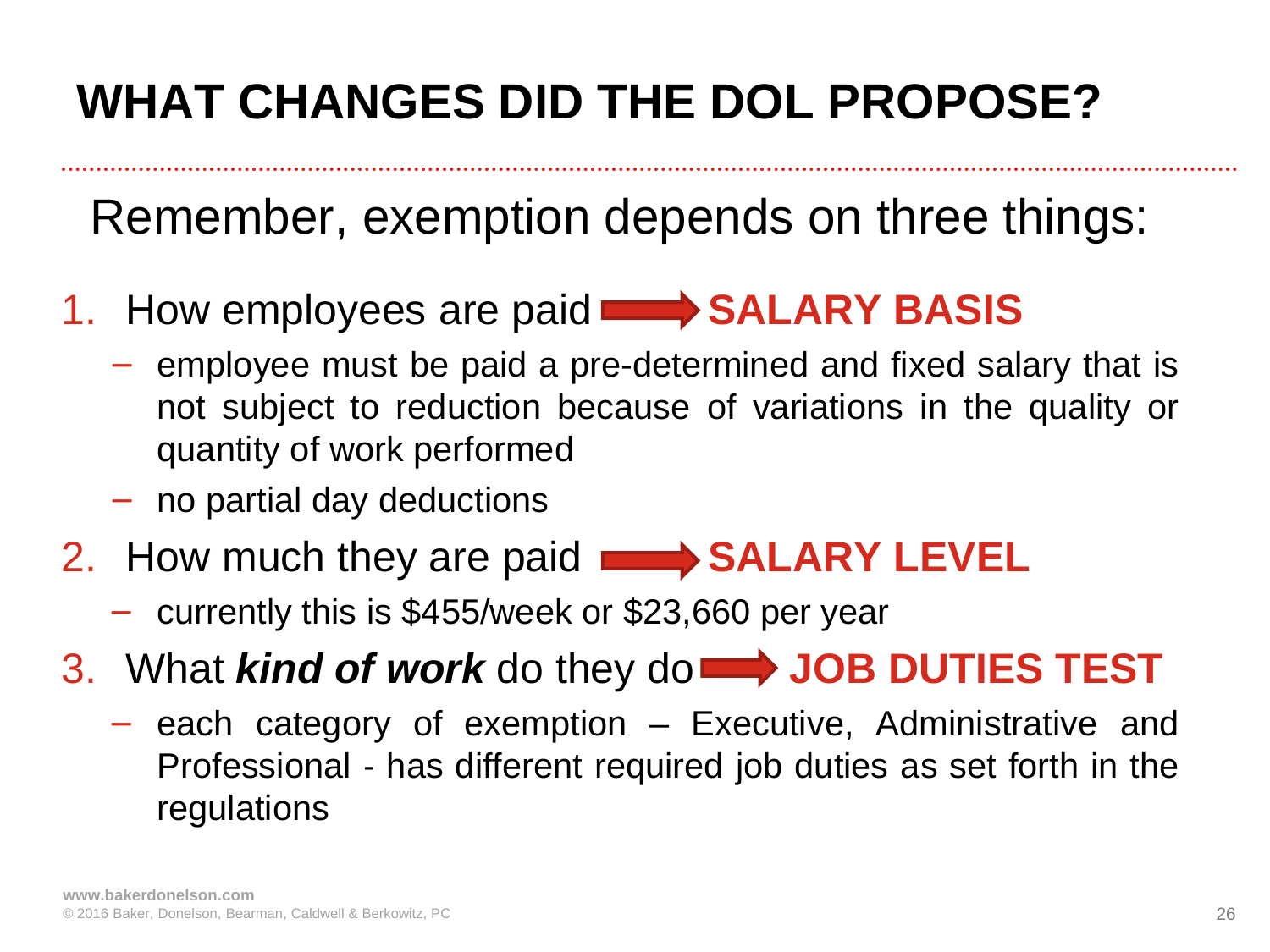# WHAT CHANGES DID THE DOL PROPOSE?

Remember, exemption depends on three things:

1. How employees are paid → **SALARY BASIS**
   - employee must be paid a pre-determined and fixed salary that is not subject to reduction because of variations in the quality or quantity of work performed
   - no partial day deductions
2. How much they are paid → **SALARY LEVEL**
   - currently this is $455/week or $23,660 per year
3. What ***kind of work*** do they do → **JOB DUTIES TEST**
   - each category of exemption – Executive, Administrative and Professional - has different required job duties as set forth in the regulations

www.bakerdonelson.com
© 2016 Baker, Donelson, Bearman, Caldwell & Berkowitz, PC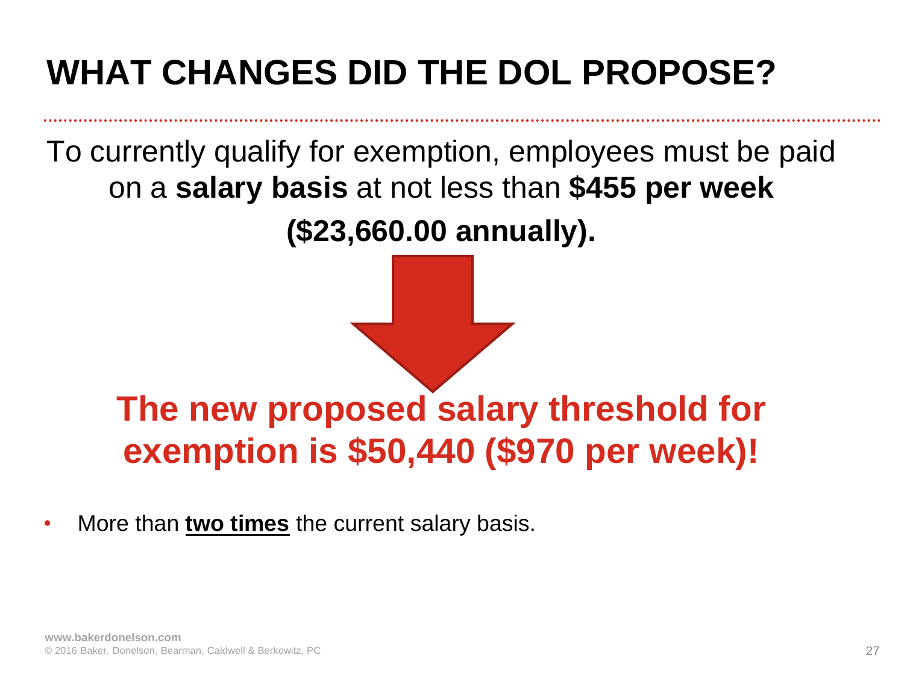# WHAT CHANGES DID THE DOL PROPOSE?

To currently qualify for exemption, employees must be paid on a **salary basis** at not less than **$455 per week**

**($23,660.00 annually).**

**The new proposed salary threshold for exemption is $50,440 ($970 per week)!**

- More than **two times** the current salary basis.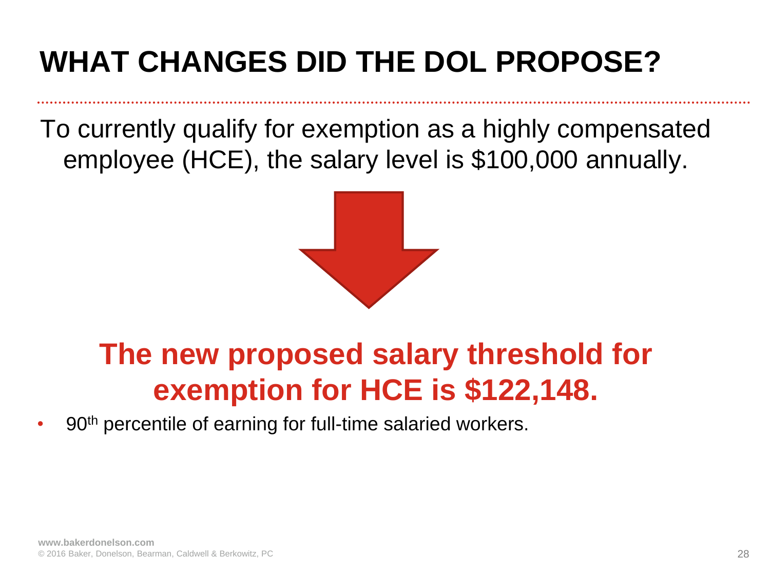# WHAT CHANGES DID THE DOL PROPOSE?

To currently qualify for exemption as a highly compensated employee (HCE), the salary level is $100,000 annually.

**The new proposed salary threshold for exemption for HCE is $122,148.**

- 90th percentile of earning for full-time salaried workers.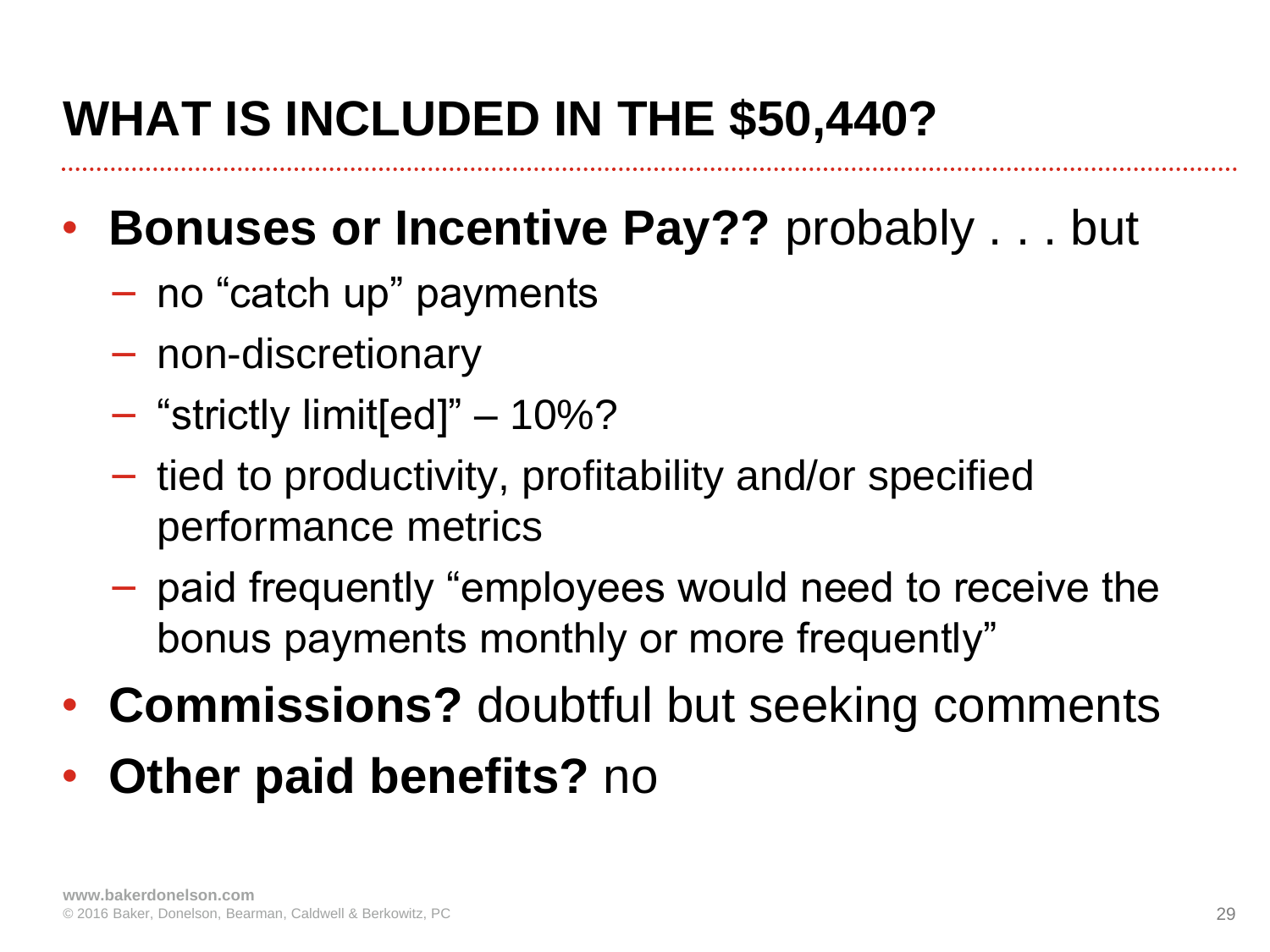# WHAT IS INCLUDED IN THE $50,440?

- **Bonuses or Incentive Pay??** probably . . . but
  - no “catch up” payments
  - non-discretionary
  - “strictly limit[ed]” – 10%?
  - tied to productivity, profitability and/or specified performance metrics
  - paid frequently “employees would need to receive the bonus payments monthly or more frequently”
- **Commissions?** doubtful but seeking comments
- **Other paid benefits?** no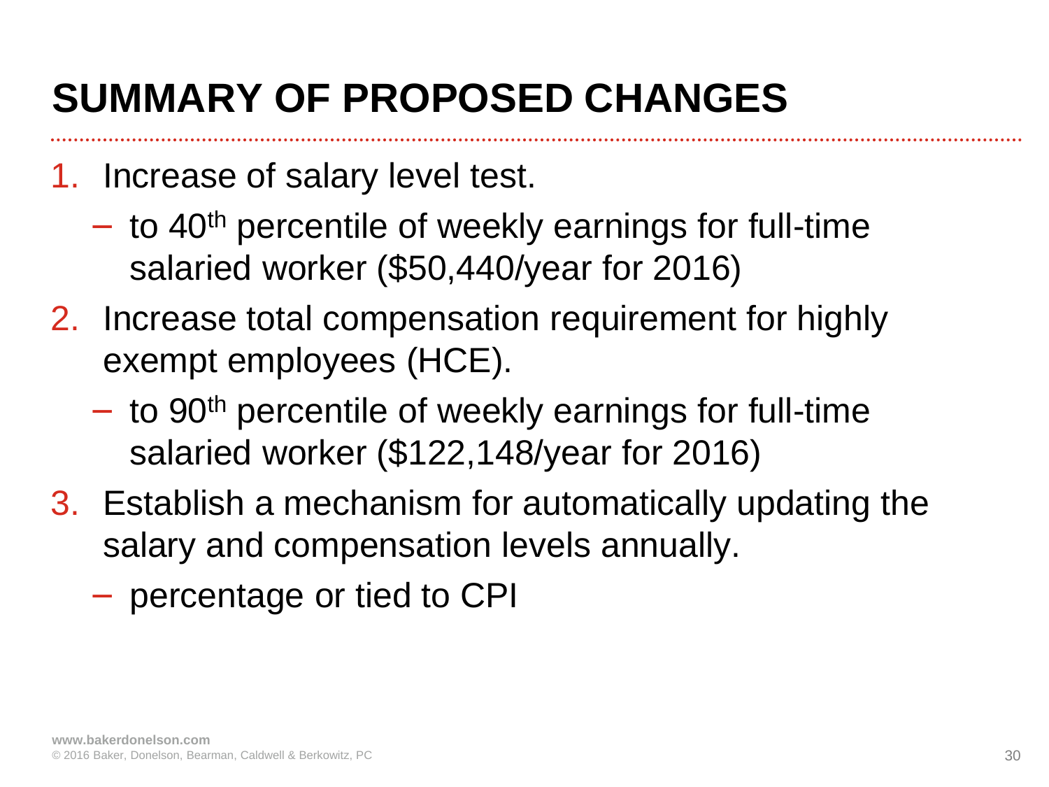# SUMMARY OF PROPOSED CHANGES

1. Increase of salary level test.
   - to $40^{th}$ percentile of weekly earnings for full-time salaried worker ($50,440/year for 2016)
2. Increase total compensation requirement for highly exempt employees (HCE).
   - to $90^{th}$ percentile of weekly earnings for full-time salaried worker ($122,148/year for 2016)
3. Establish a mechanism for automatically updating the salary and compensation levels annually.
   - percentage or tied to CPI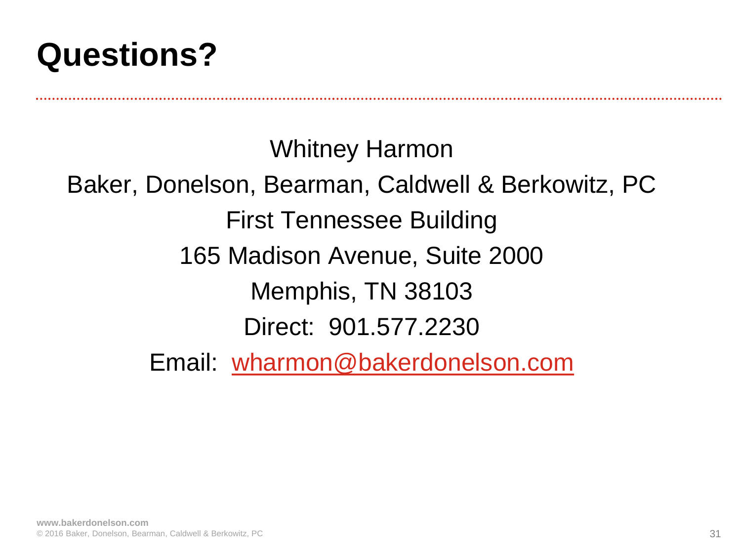# Questions?

Whitney Harmon

Baker, Donelson, Bearman, Caldwell & Berkowitz, PC

First Tennessee Building

165 Madison Avenue, Suite 2000

Memphis, TN 38103

Direct: 901.577.2230

Email: wharmon@bakerdonelson.com